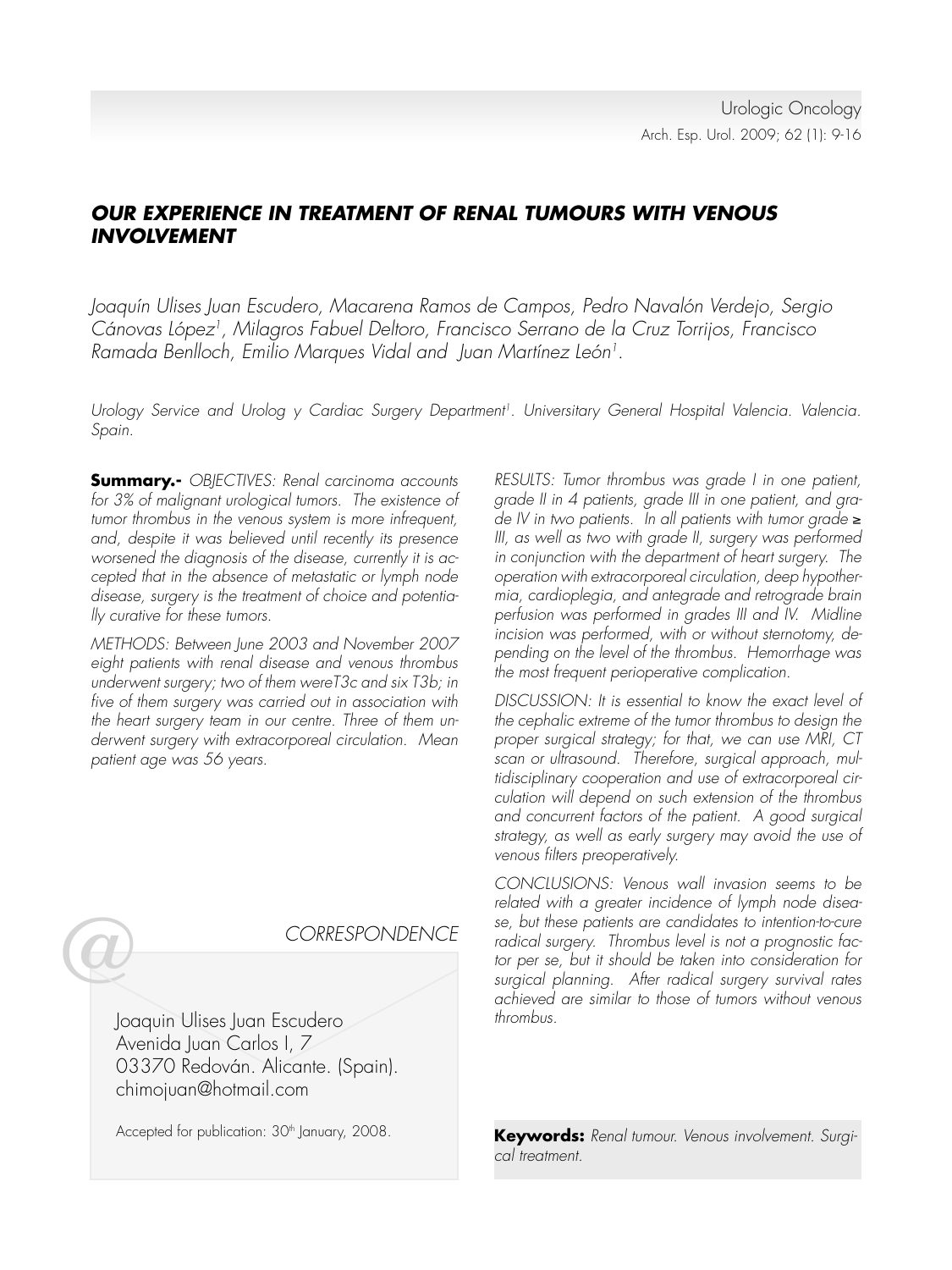# OUR EXPERIENCE IN TREATMENT OF RENAL TUMOURS WITH VENOUS INVOLVEMENT

*Joaquín Ulises Juan Escudero, Macarena Ramos de Campos, Pedro Navalón Verdejo, Sergio Cánovas López[1], Milagros Fabuel Deltoro, Francisco Serrano de la Cruz Torrijos, Francisco Ramada Benlloch, Emilio Marques Vidal and Juan Martínez León[1].*

*Urology Service and Urolog y Cardiac Surgery Department[1]. Universitary General Hospital Valencia. Valencia. Spain.*

**Summary.-** *OBJECTIVES: Renal carcinoma accounts for 3% of malignant urological tumors. The existence of tumor thrombus in the venous system is more infrequent, and, despite it was believed until recently its presence worsened the diagnosis of the disease, currently it is accepted that in the absence of metastatic or lymph node disease, surgery is the treatment of choice and potentially curative for these tumors.*

*METHODS: Between June 2003 and November 2007 eight patients with renal disease and venous thrombus underwent surgery; two of them wereT3c and six T3b; in five of them surgery was carried out in association with the heart surgery team in our centre. Three of them underwent surgery with extracorporeal circulation. Mean patient age was 56 years.*

*RESULTS: Tumor thrombus was grade I in one patient, grade II in 4 patients, grade III in one patient, and grade IV in two patients. In all patients with tumor grade ≥ III, as well as two with grade II, surgery was performed in conjunction with the department of heart surgery. The operation with extracorporeal circulation, deep hypothermia, cardioplegia, and antegrade and retrograde brain perfusion was performed in grades III and IV. Midline incision was performed, with or without sternotomy, depending on the level of the thrombus. Hemorrhage was the most frequent perioperative complication.*

*DISCUSSION: It is essential to know the exact level of the cephalic extreme of the tumor thrombus to design the proper surgical strategy; for that, we can use MRI, CT scan or ultrasound. Therefore, surgical approach, multidisciplinary cooperation and use of extracorporeal circulation will depend on such extension of the thrombus and concurrent factors of the patient. A good surgical strategy, as well as early surgery may avoid the use of venous filters preoperatively.*

*CONCLUSIONS: Venous wall invasion seems to be related with a greater incidence of lymph node disease, but these patients are candidates to intention-to-cure radical surgery. Thrombus level is not a prognostic factor per se, but it should be taken into consideration for surgical planning. After radical surgery survival rates achieved are similar to those of tumors without venous thrombus.*

**Keywords:** *Renal tumour. Venous involvement. Surgical treatment.*

*CORRESPONDENCE*

Joaquin Ulises Juan Escudero
Avenida Juan Carlos I, 7
03370 Redován. Alicante. (Spain).
chimojuan@hotmail.com

Accepted for publication: 30th January, 2008.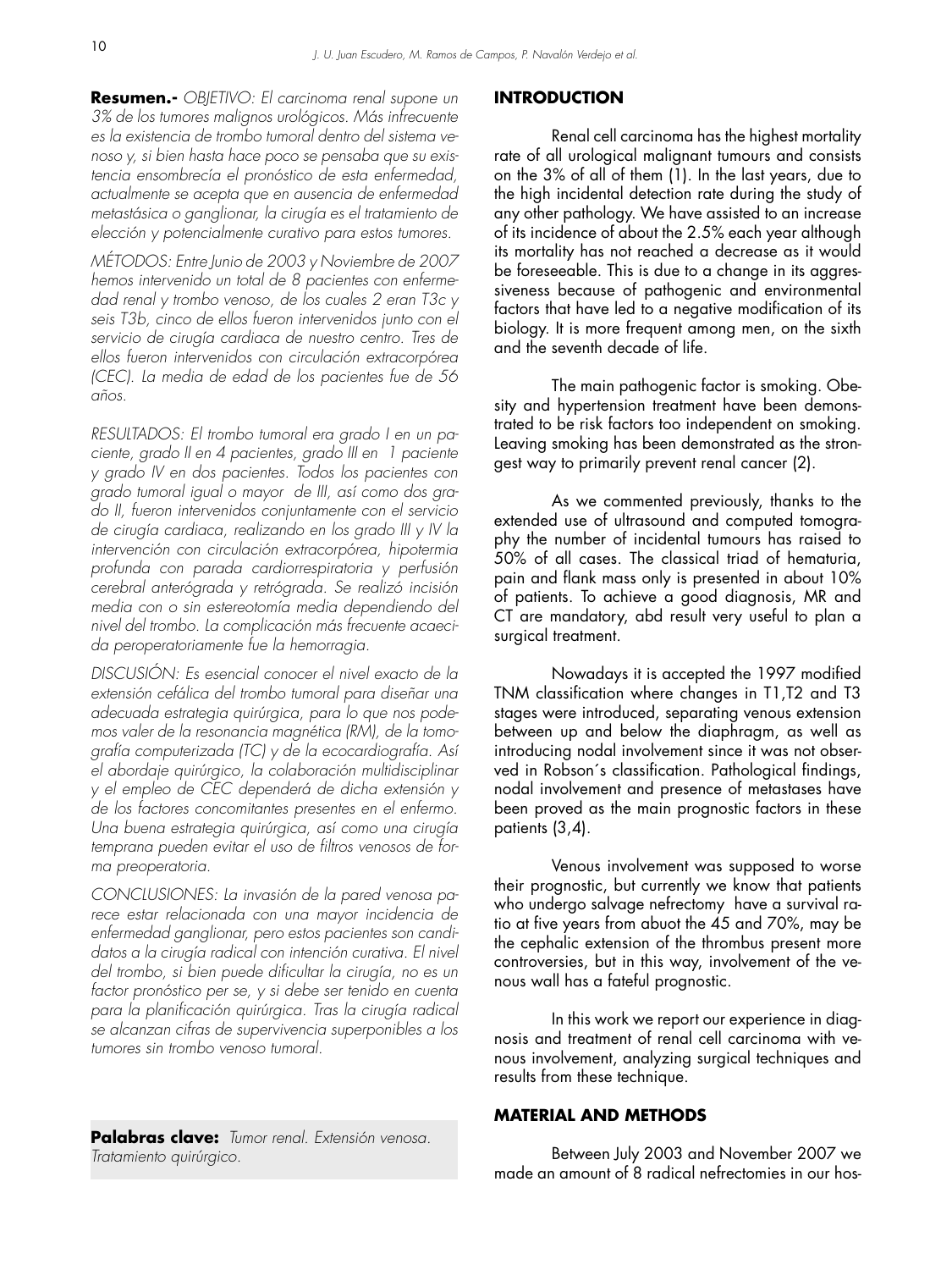**Resumen.-** *OBJETIVO: El carcinoma renal supone un 3% de los tumores malignos urológicos. Más infrecuente es la existencia de trombo tumoral dentro del sistema venoso y, si bien hasta hace poco se pensaba que su existencia ensombrecía el pronóstico de esta enfermedad, actualmente se acepta que en ausencia de enfermedad metastásica o ganglionar, la cirugía es el tratamiento de elección y potencialmente curativo para estos tumores.*

*MÉTODOS: Entre Junio de 2003 y Noviembre de 2007 hemos intervenido un total de 8 pacientes con enfermedad renal y trombo venoso, de los cuales 2 eran T3c y seis T3b, cinco de ellos fueron intervenidos junto con el servicio de cirugía cardiaca de nuestro centro. Tres de ellos fueron intervenidos con circulación extracorpórea (CEC). La media de edad de los pacientes fue de 56 años.*

*RESULTADOS: El trombo tumoral era grado I en un paciente, grado II en 4 pacientes, grado III en 1 paciente y grado IV en dos pacientes. Todos los pacientes con grado tumoral igual o mayor de III, así como dos grado II, fueron intervenidos conjuntamente con el servicio de cirugía cardiaca, realizando en los grado III y IV la intervención con circulación extracorpórea, hipotermia profunda con parada cardiorrespiratoria y perfusión cerebral anterógrada y retrógrada. Se realizó incisión media con o sin estereotomía media dependiendo del nivel del trombo. La complicación más frecuente acaecida peroperatoriamente fue la hemorragia.*

*DISCUSIÓN: Es esencial conocer el nivel exacto de la extensión cefálica del trombo tumoral para diseñar una adecuada estrategia quirúrgica, para lo que nos podemos valer de la resonancia magnética (RM), de la tomografía computerizada (TC) y de la ecocardiografía. Así el abordaje quirúrgico, la colaboración multidisciplinar y el empleo de CEC dependerá de dicha extensión y de los factores concomitantes presentes en el enfermo. Una buena estrategia quirúrgica, así como una cirugía temprana pueden evitar el uso de filtros venosos de forma preoperatoria.*

*CONCLUSIONES: La invasión de la pared venosa parece estar relacionada con una mayor incidencia de enfermedad ganglionar, pero estos pacientes son candidatos a la cirugía radical con intención curativa. El nivel del trombo, si bien puede dificultar la cirugía, no es un factor pronóstico per se, y si debe ser tenido en cuenta para la planificación quirúrgica. Tras la cirugía radical se alcanzan cifras de supervivencia superponibles a los tumores sin trombo venoso tumoral.*

**Palabras clave:** *Tumor renal. Extensión venosa. Tratamiento quirúrgico.*

## INTRODUCTION

Renal cell carcinoma has the highest mortality rate of all urological malignant tumours and consists on the 3% of all of them (1). In the last years, due to the high incidental detection rate during the study of any other pathology. We have assisted to an increase of its incidence of about the 2.5% each year although its mortality has not reached a decrease as it would be foreseeable. This is due to a change in its aggressiveness because of pathogenic and environmental factors that have led to a negative modification of its biology. It is more frequent among men, on the sixth and the seventh decade of life.

The main pathogenic factor is smoking. Obesity and hypertension treatment have been demonstrated to be risk factors too independent on smoking. Leaving smoking has been demonstrated as the strongest way to primarily prevent renal cancer (2).

As we commented previously, thanks to the extended use of ultrasound and computed tomography the number of incidental tumours has raised to 50% of all cases. The classical triad of hematuria, pain and flank mass only is presented in about 10% of patients. To achieve a good diagnosis, MR and CT are mandatory, abd result very useful to plan a surgical treatment.

Nowadays it is accepted the 1997 modified TNM classification where changes in T1,T2 and T3 stages were introduced, separating venous extension between up and below the diaphragm, as well as introducing nodal involvement since it was not observed in Robson´s classification. Pathological findings, nodal involvement and presence of metastases have been proved as the main prognostic factors in these patients (3,4).

Venous involvement was supposed to worse their prognostic, but currently we know that patients who undergo salvage nefrectomy have a survival ratio at five years from abuot the 45 and 70%, may be the cephalic extension of the thrombus present more controversies, but in this way, involvement of the venous wall has a fateful prognostic.

In this work we report our experience in diagnosis and treatment of renal cell carcinoma with venous involvement, analyzing surgical techniques and results from these technique.

## MATERIAL AND METHODS

Between July 2003 and November 2007 we made an amount of 8 radical nefrectomies in our hos-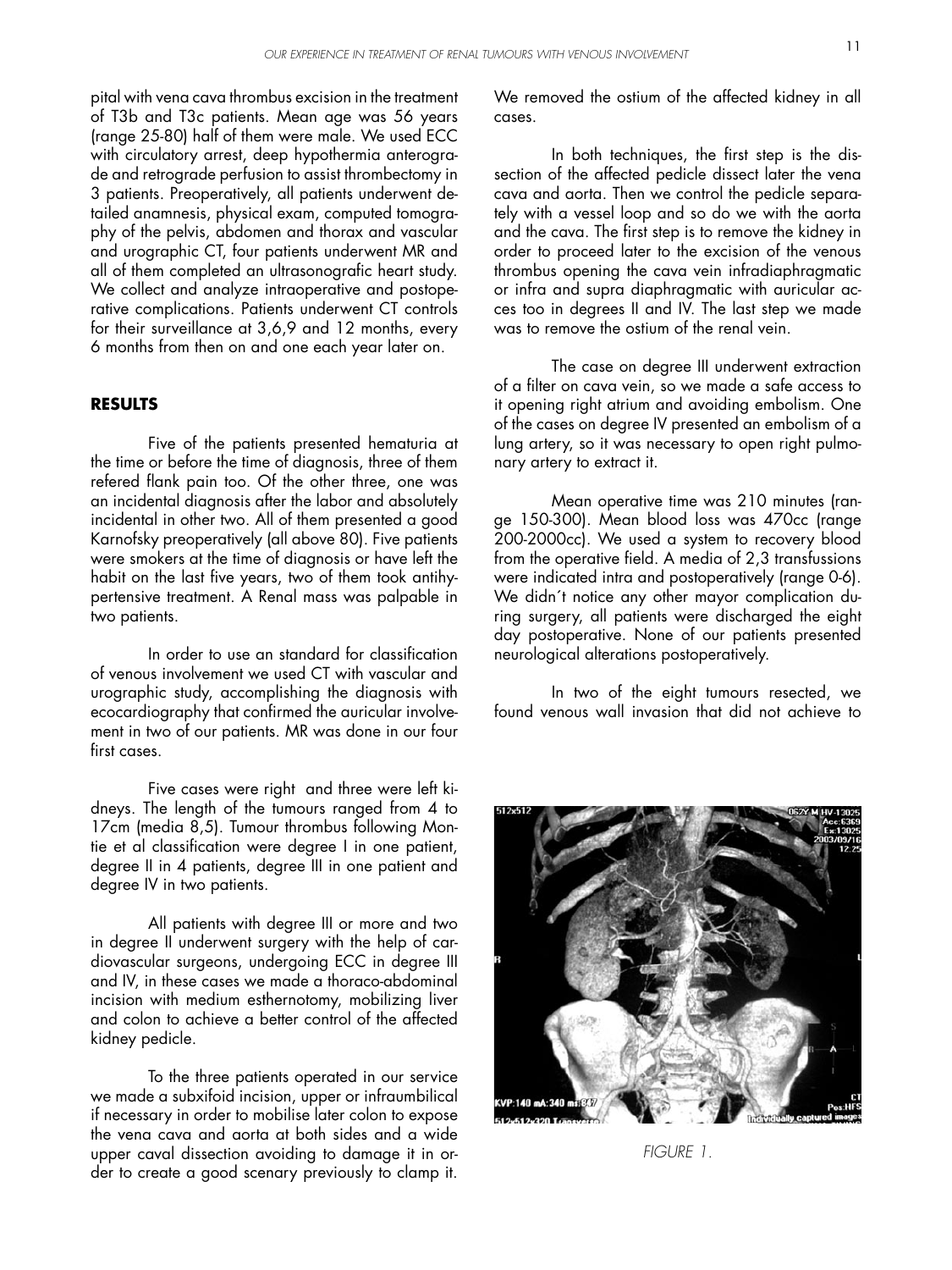pital with vena cava thrombus excision in the treatment of T3b and T3c patients. Mean age was 56 years (range 25-80) half of them were male. We used ECC with circulatory arrest, deep hypothermia anterograde and retrograde perfusion to assist thrombectomy in 3 patients. Preoperatively, all patients underwent detailed anamnesis, physical exam, computed tomography of the pelvis, abdomen and thorax and vascular and urographic CT, four patients underwent MR and all of them completed an ultrasonografic heart study. We collect and analyze intraoperative and postoperative complications. Patients underwent CT controls for their surveillance at 3,6,9 and 12 months, every 6 months from then on and one each year later on.

## RESULTS

Five of the patients presented hematuria at the time or before the time of diagnosis, three of them refered flank pain too. Of the other three, one was an incidental diagnosis after the labor and absolutely incidental in other two. All of them presented a good Karnofsky preoperatively (all above 80). Five patients were smokers at the time of diagnosis or have left the habit on the last five years, two of them took antihypertensive treatment. A Renal mass was palpable in two patients.

In order to use an standard for classification of venous involvement we used CT with vascular and urographic study, accomplishing the diagnosis with ecocardiography that confirmed the auricular involvement in two of our patients. MR was done in our four first cases.

Five cases were right and three were left kidneys. The length of the tumours ranged from 4 to 17cm (media 8,5). Tumour thrombus following Montie et al classification were degree I in one patient, degree II in 4 patients, degree III in one patient and degree IV in two patients.

All patients with degree III or more and two in degree II underwent surgery with the help of cardiovascular surgeons, undergoing ECC in degree III and IV, in these cases we made a thoraco-abdominal incision with medium esthernotomy, mobilizing liver and colon to achieve a better control of the affected kidney pedicle.

To the three patients operated in our service we made a subxifoid incision, upper or infraumbilical if necessary in order to mobilise later colon to expose the vena cava and aorta at both sides and a wide upper caval dissection avoiding to damage it in order to create a good scenary previously to clamp it. We removed the ostium of the affected kidney in all cases.

In both techniques, the first step is the dissection of the affected pedicle dissect later the vena cava and aorta. Then we control the pedicle separately with a vessel loop and so do we with the aorta and the cava. The first step is to remove the kidney in order to proceed later to the excision of the venous thrombus opening the cava vein infradiaphragmatic or infra and supra diaphragmatic with auricular acces too in degrees II and IV. The last step we made was to remove the ostium of the renal vein.

The case on degree III underwent extraction of a filter on cava vein, so we made a safe access to it opening right atrium and avoiding embolism. One of the cases on degree IV presented an embolism of a lung artery, so it was necessary to open right pulmonary artery to extract it.

Mean operative time was 210 minutes (range 150-300). Mean blood loss was 470cc (range 200-2000cc). We used a system to recovery blood from the operative field. A media of 2,3 transfussions were indicated intra and postoperatively (range 0-6). We didn´t notice any other mayor complication during surgery, all patients were discharged the eight day postoperative. None of our patients presented neurological alterations postoperatively.

In two of the eight tumours resected, we found venous wall invasion that did not achieve to

FIGURE 1.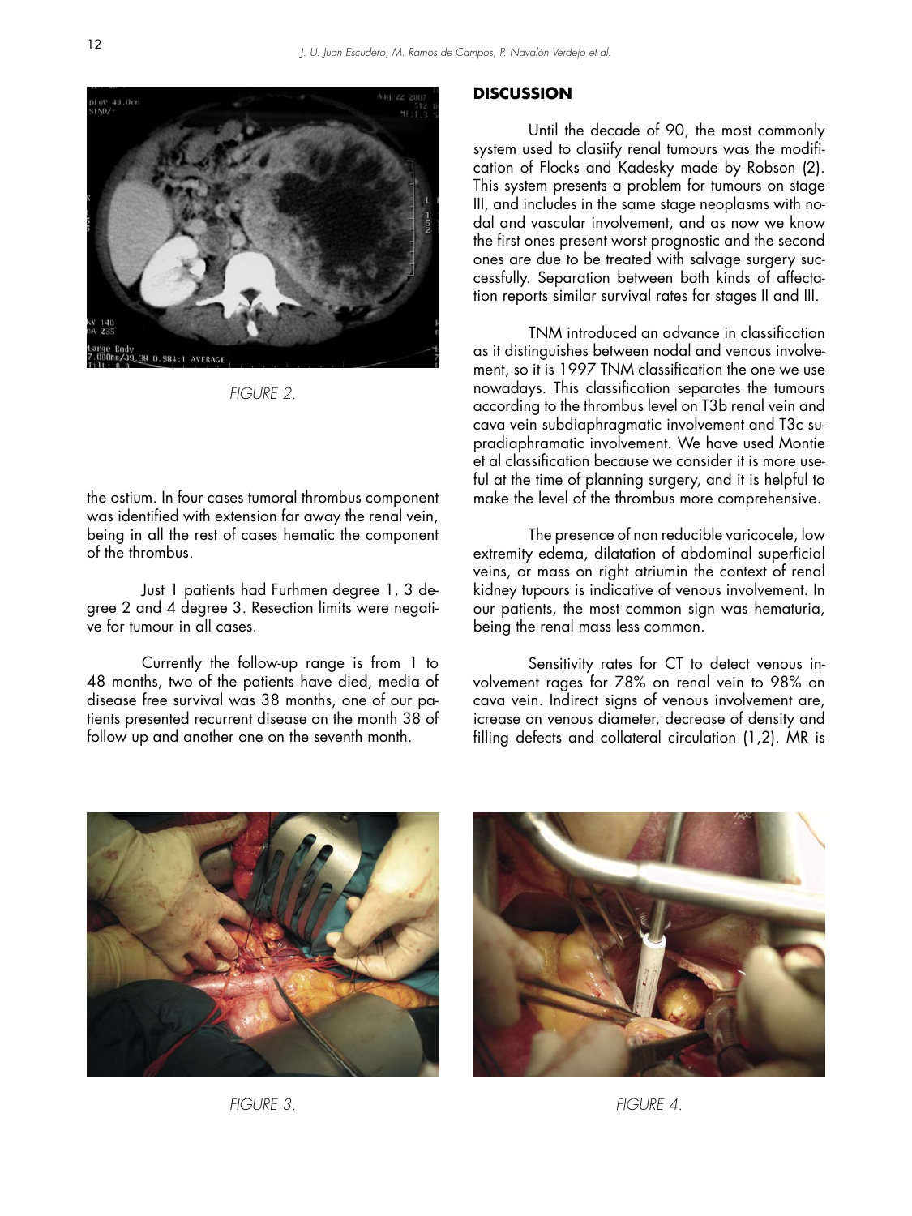FIGURE 2.

the ostium. In four cases tumoral thrombus component was identified with extension far away the renal vein, being in all the rest of cases hematic the component of the thrombus.

Just 1 patients had Furhmen degree 1, 3 degree 2 and 4 degree 3. Resection limits were negative for tumour in all cases.

Currently the follow-up range is from 1 to 48 months, two of the patients have died, media of disease free survival was 38 months, one of our patients presented recurrent disease on the month 38 of follow up and another one on the seventh month.

## DISCUSSION

Until the decade of 90, the most commonly system used to clasiify renal tumours was the modification of Flocks and Kadesky made by Robson (2). This system presents a problem for tumours on stage III, and includes in the same stage neoplasms with nodal and vascular involvement, and as now we know the first ones present worst prognostic and the second ones are due to be treated with salvage surgery successfully. Separation between both kinds of affectation reports similar survival rates for stages II and III.

TNM introduced an advance in classification as it distinguishes between nodal and venous involvement, so it is 1997 TNM classification the one we use nowadays. This classification separates the tumours according to the thrombus level on T3b renal vein and cava vein subdiaphragmatic involvement and T3c supradiaphramatic involvement. We have used Montie et al classification because we consider it is more useful at the time of planning surgery, and it is helpful to make the level of the thrombus more comprehensive.

The presence of non reducible varicocele, low extremity edema, dilatation of abdominal superficial veins, or mass on right atriumin the context of renal kidney tupours is indicative of venous involvement. In our patients, the most common sign was hematuria, being the renal mass less common.

Sensitivity rates for CT to detect venous involvement rages for 78% on renal vein to 98% on cava vein. Indirect signs of venous involvement are, icrease on venous diameter, decrease of density and filling defects and collateral circulation (1,2). MR is

FIGURE 3.

FIGURE 4.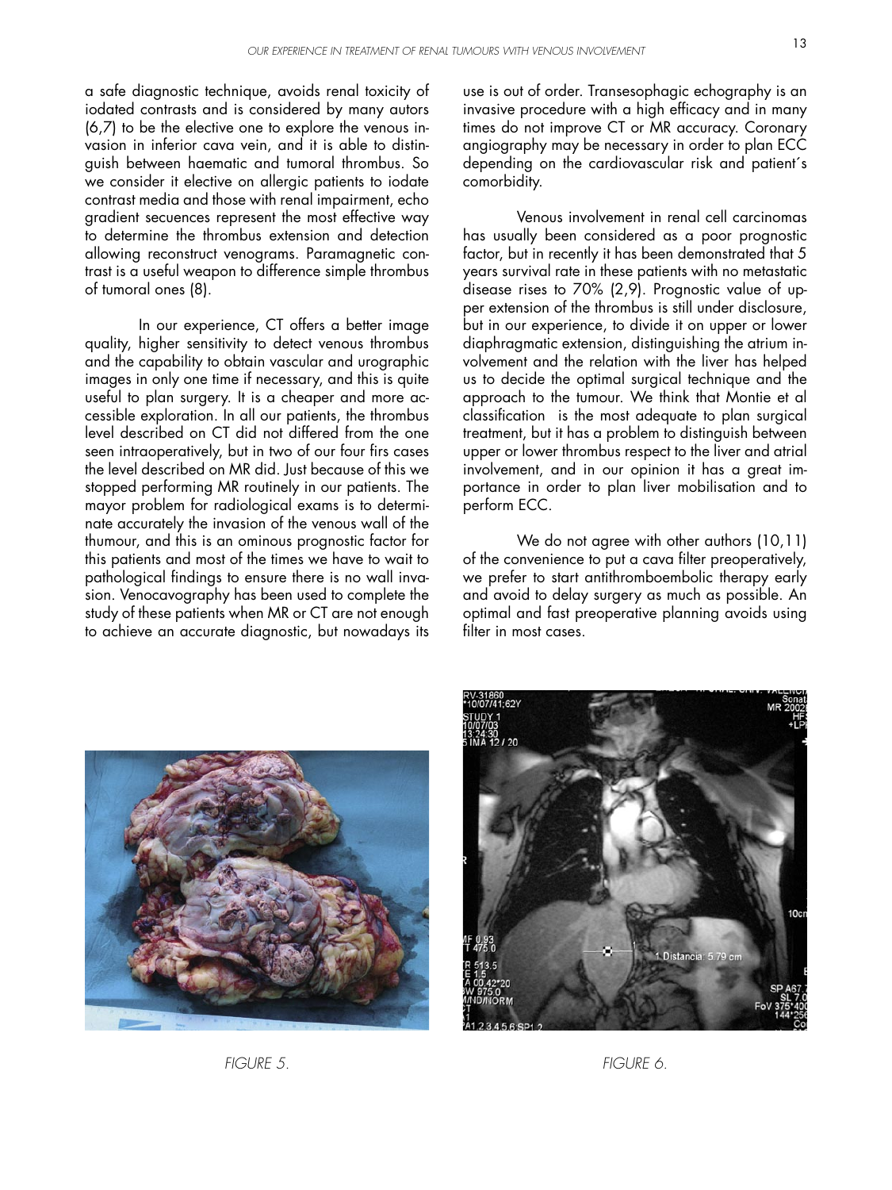a safe diagnostic technique, avoids renal toxicity of iodated contrasts and is considered by many autors (6,7) to be the elective one to explore the venous invasion in inferior cava vein, and it is able to distinguish between haematic and tumoral thrombus. So we consider it elective on allergic patients to iodate contrast media and those with renal impairment, echo gradient secuences represent the most effective way to determine the thrombus extension and detection allowing reconstruct venograms. Paramagnetic contrast is a useful weapon to difference simple thrombus of tumoral ones (8).

In our experience, CT offers a better image quality, higher sensitivity to detect venous thrombus and the capability to obtain vascular and urographic images in only one time if necessary, and this is quite useful to plan surgery. It is a cheaper and more accessible exploration. In all our patients, the thrombus level described on CT did not differed from the one seen intraoperatively, but in two of our four firs cases the level described on MR did. Just because of this we stopped performing MR routinely in our patients. The mayor problem for radiological exams is to determinate accurately the invasion of the venous wall of the thumour, and this is an ominous prognostic factor for this patients and most of the times we have to wait to pathological findings to ensure there is no wall invasion. Venocavography has been used to complete the study of these patients when MR or CT are not enough to achieve an accurate diagnostic, but nowadays its use is out of order. Transesophagic echography is an invasive procedure with a high efficacy and in many times do not improve CT or MR accuracy. Coronary angiography may be necessary in order to plan ECC depending on the cardiovascular risk and patient´s comorbidity.

Venous involvement in renal cell carcinomas has usually been considered as a poor prognostic factor, but in recently it has been demonstrated that 5 years survival rate in these patients with no metastatic disease rises to 70% (2,9). Prognostic value of upper extension of the thrombus is still under disclosure, but in our experience, to divide it on upper or lower diaphragmatic extension, distinguishing the atrium involvement and the relation with the liver has helped us to decide the optimal surgical technique and the approach to the tumour. We think that Montie et al classification is the most adequate to plan surgical treatment, but it has a problem to distinguish between upper or lower thrombus respect to the liver and atrial involvement, and in our opinion it has a great importance in order to plan liver mobilisation and to perform ECC.

We do not agree with other authors (10,11) of the convenience to put a cava filter preoperatively, we prefer to start antithromboembolic therapy early and avoid to delay surgery as much as possible. An optimal and fast preoperative planning avoids using filter in most cases.

*FIGURE 5.*

*FIGURE 6.*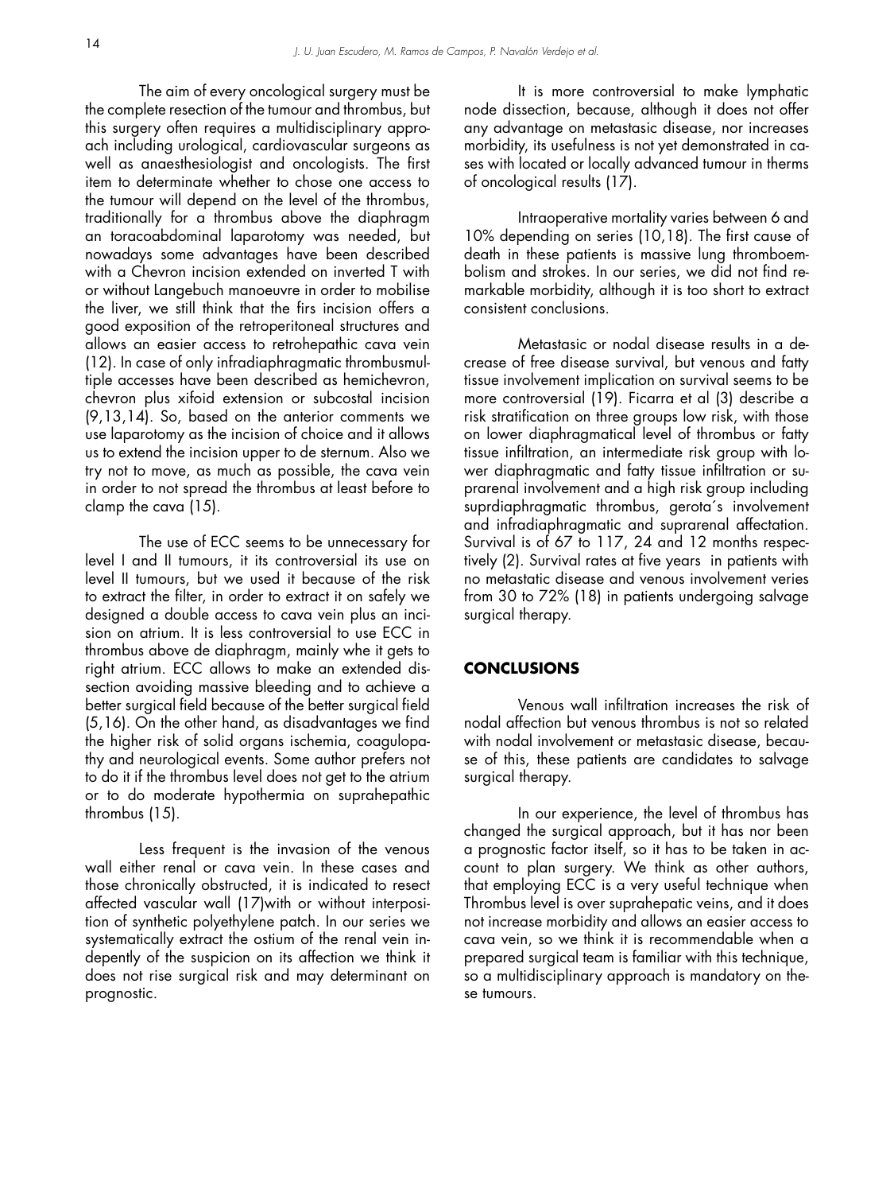The aim of every oncological surgery must be the complete resection of the tumour and thrombus, but this surgery often requires a multidisciplinary approach including urological, cardiovascular surgeons as well as anaesthesiologist and oncologists. The first item to determinate whether to chose one access to the tumour will depend on the level of the thrombus, traditionally for a thrombus above the diaphragm an toracoabdominal laparotomy was needed, but nowadays some advantages have been described with a Chevron incision extended on inverted T with or without Langebuch manoeuvre in order to mobilise the liver, we still think that the firs incision offers a good exposition of the retroperitoneal structures and allows an easier access to retrohepathic cava vein (12). In case of only infradiaphragmatic thrombusmultiple accesses have been described as hemichevron, chevron plus xifoid extension or subcostal incision (9,13,14). So, based on the anterior comments we use laparotomy as the incision of choice and it allows us to extend the incision upper to de sternum. Also we try not to move, as much as possible, the cava vein in order to not spread the thrombus at least before to clamp the cava (15).

The use of ECC seems to be unnecessary for level I and II tumours, it its controversial its use on level II tumours, but we used it because of the risk to extract the filter, in order to extract it on safely we designed a double access to cava vein plus an incision on atrium. It is less controversial to use ECC in thrombus above de diaphragm, mainly whe it gets to right atrium. ECC allows to make an extended dissection avoiding massive bleeding and to achieve a better surgical field because of the better surgical field (5,16). On the other hand, as disadvantages we find the higher risk of solid organs ischemia, coagulopathy and neurological events. Some author prefers not to do it if the thrombus level does not get to the atrium or to do moderate hypothermia on suprahepathic thrombus (15).

Less frequent is the invasion of the venous wall either renal or cava vein. In these cases and those chronically obstructed, it is indicated to resect affected vascular wall (17)with or without interposition of synthetic polyethylene patch. In our series we systematically extract the ostium of the renal vein indepently of the suspicion on its affection we think it does not rise surgical risk and may determinant on prognostic.

It is more controversial to make lymphatic node dissection, because, although it does not offer any advantage on metastasic disease, nor increases morbidity, its usefulness is not yet demonstrated in cases with located or locally advanced tumour in therms of oncological results (17).

Intraoperative mortality varies between 6 and 10% depending on series (10,18). The first cause of death in these patients is massive lung thromboembolism and strokes. In our series, we did not find remarkable morbidity, although it is too short to extract consistent conclusions.

Metastasic or nodal disease results in a decrease of free disease survival, but venous and fatty tissue involvement implication on survival seems to be more controversial (19). Ficarra et al (3) describe a risk stratification on three groups low risk, with those on lower diaphragmatical level of thrombus or fatty tissue infiltration, an intermediate risk group with lower diaphragmatic and fatty tissue infiltration or suprarenal involvement and a high risk group including suprdiaphragmatic thrombus, gerota´s involvement and infradiaphragmatic and suprarenal affectation. Survival is of 67 to 117, 24 and 12 months respectively (2). Survival rates at five years in patients with no metastatic disease and venous involvement veries from 30 to 72% (18) in patients undergoing salvage surgical therapy.

## CONCLUSIONS

Venous wall infiltration increases the risk of nodal affection but venous thrombus is not so related with nodal involvement or metastasic disease, because of this, these patients are candidates to salvage surgical therapy.

In our experience, the level of thrombus has changed the surgical approach, but it has nor been a prognostic factor itself, so it has to be taken in account to plan surgery. We think as other authors, that employing ECC is a very useful technique when Thrombus level is over suprahepatic veins, and it does not increase morbidity and allows an easier access to cava vein, so we think it is recommendable when a prepared surgical team is familiar with this technique, so a multidisciplinary approach is mandatory on these tumours.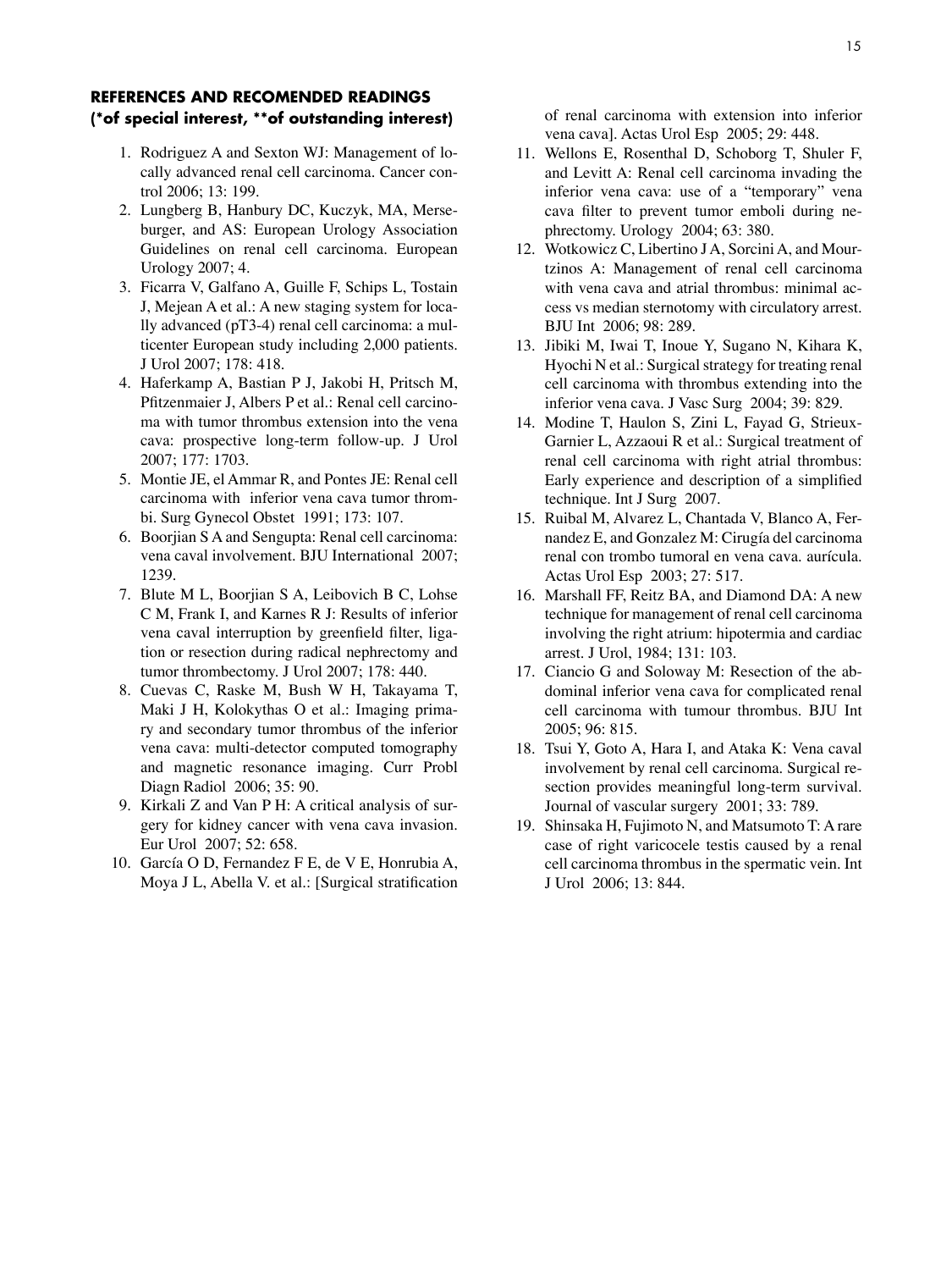## REFERENCES AND RECOMENDED READINGS
**(*of special interest, **of outstanding interest)**

1. Rodriguez A and Sexton WJ: Management of locally advanced renal cell carcinoma. Cancer control 2006; 13: 199.
2. Lungberg B, Hanbury DC, Kuczyk, MA, Merseburger, and AS: European Urology Association Guidelines on renal cell carcinoma. European Urology 2007; 4.
3. Ficarra V, Galfano A, Guille F, Schips L, Tostain J, Mejean A et al.: A new staging system for locally advanced (pT3-4) renal cell carcinoma: a multicenter European study including 2,000 patients. J Urol 2007; 178: 418.
4. Haferkamp A, Bastian P J, Jakobi H, Pritsch M, Pfitzenmaier J, Albers P et al.: Renal cell carcinoma with tumor thrombus extension into the vena cava: prospective long-term follow-up. J Urol 2007; 177: 1703.
5. Montie JE, el Ammar R, and Pontes JE: Renal cell carcinoma with inferior vena cava tumor thrombi. Surg Gynecol Obstet 1991; 173: 107.
6. Boorjian S A and Sengupta: Renal cell carcinoma: vena caval involvement. BJU International 2007; 1239.
7. Blute M L, Boorjian S A, Leibovich B C, Lohse C M, Frank I, and Karnes R J: Results of inferior vena caval interruption by greenfield filter, ligation or resection during radical nephrectomy and tumor thrombectomy. J Urol 2007; 178: 440.
8. Cuevas C, Raske M, Bush W H, Takayama T, Maki J H, Kolokythas O et al.: Imaging primary and secondary tumor thrombus of the inferior vena cava: multi-detector computed tomography and magnetic resonance imaging. Curr Probl Diagn Radiol 2006; 35: 90.
9. Kirkali Z and Van P H: A critical analysis of surgery for kidney cancer with vena cava invasion. Eur Urol 2007; 52: 658.
10. García O D, Fernandez F E, de V E, Honrubia A, Moya J L, Abella V. et al.: [Surgical stratification of renal carcinoma with extension into inferior vena cava]. Actas Urol Esp 2005; 29: 448.
11. Wellons E, Rosenthal D, Schoborg T, Shuler F, and Levitt A: Renal cell carcinoma invading the inferior vena cava: use of a “temporary” vena cava filter to prevent tumor emboli during nephrectomy. Urology 2004; 63: 380.
12. Wotkowicz C, Libertino J A, Sorcini A, and Mourtzinos A: Management of renal cell carcinoma with vena cava and atrial thrombus: minimal access vs median sternotomy with circulatory arrest. BJU Int 2006; 98: 289.
13. Jibiki M, Iwai T, Inoue Y, Sugano N, Kihara K, Hyochi N et al.: Surgical strategy for treating renal cell carcinoma with thrombus extending into the inferior vena cava. J Vasc Surg 2004; 39: 829.
14. Modine T, Haulon S, Zini L, Fayad G, Strieux-Garnier L, Azzaoui R et al.: Surgical treatment of renal cell carcinoma with right atrial thrombus: Early experience and description of a simplified technique. Int J Surg 2007.
15. Ruibal M, Alvarez L, Chantada V, Blanco A, Fernandez E, and Gonzalez M: Cirugía del carcinoma renal con trombo tumoral en vena cava. aurícula. Actas Urol Esp 2003; 27: 517.
16. Marshall FF, Reitz BA, and Diamond DA: A new technique for management of renal cell carcinoma involving the right atrium: hipotermia and cardiac arrest. J Urol, 1984; 131: 103.
17. Ciancio G and Soloway M: Resection of the abdominal inferior vena cava for complicated renal cell carcinoma with tumour thrombus. BJU Int 2005; 96: 815.
18. Tsui Y, Goto A, Hara I, and Ataka K: Vena caval involvement by renal cell carcinoma. Surgical resection provides meaningful long-term survival. Journal of vascular surgery 2001; 33: 789.
19. Shinsaka H, Fujimoto N, and Matsumoto T: A rare case of right varicocele testis caused by a renal cell carcinoma thrombus in the spermatic vein. Int J Urol 2006; 13: 844.